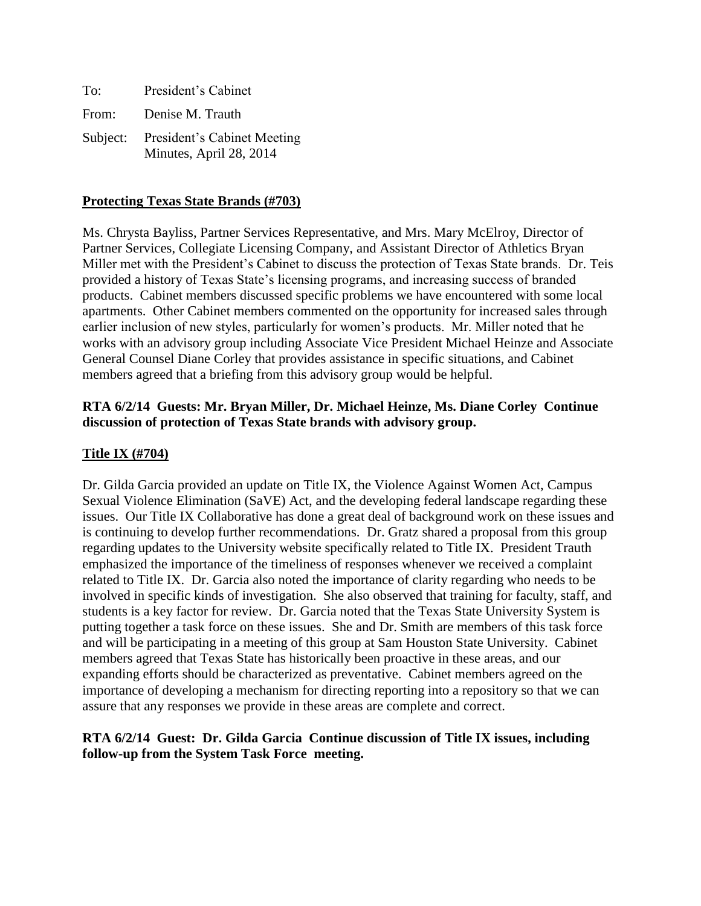To: President's Cabinet

From: Denise M. Trauth

Subject: President's Cabinet Meeting Minutes, April 28, 2014

**Protecting Texas State Brands (#703)**

Ms. Chrysta Bayliss, Partner Services Representative, and Mrs. Mary McElroy, Director of Partner Services, Collegiate Licensing Company, and Assistant Director of Athletics Bryan Miller met with the President's Cabinet to discuss the protection of Texas State brands. Dr. Teis provided a history of Texas State's licensing programs, and increasing success of branded products. Cabinet members discussed specific problems we have encountered with some local apartments. Other Cabinet members commented on the opportunity for increased sales through earlier inclusion of new styles, particularly for women's products. Mr. Miller noted that he works with an advisory group including Associate Vice President Michael Heinze and Associate General Counsel Diane Corley that provides assistance in specific situations, and Cabinet members agreed that a briefing from this advisory group would be helpful.

**RTA 6/2/14 Guests: Mr. Bryan Miller, Dr. Michael Heinze, Ms. Diane Corley Continue discussion of protection of Texas State brands with advisory group.**

**Title IX (#704)**

Dr. Gilda Garcia provided an update on Title IX, the Violence Against Women Act, Campus Sexual Violence Elimination (SaVE) Act, and the developing federal landscape regarding these issues. Our Title IX Collaborative has done a great deal of background work on these issues and is continuing to develop further recommendations. Dr. Gratz shared a proposal from this group regarding updates to the University website specifically related to Title IX. President Trauth emphasized the importance of the timeliness of responses whenever we received a complaint related to Title IX. Dr. Garcia also noted the importance of clarity regarding who needs to be involved in specific kinds of investigation. She also observed that training for faculty, staff, and students is a key factor for review. Dr. Garcia noted that the Texas State University System is putting together a task force on these issues. She and Dr. Smith are members of this task force and will be participating in a meeting of this group at Sam Houston State University. Cabinet members agreed that Texas State has historically been proactive in these areas, and our expanding efforts should be characterized as preventative. Cabinet members agreed on the importance of developing a mechanism for directing reporting into a repository so that we can assure that any responses we provide in these areas are complete and correct.

**RTA 6/2/14 Guest: Dr. Gilda Garcia Continue discussion of Title IX issues, including follow-up from the System Task Force meeting.**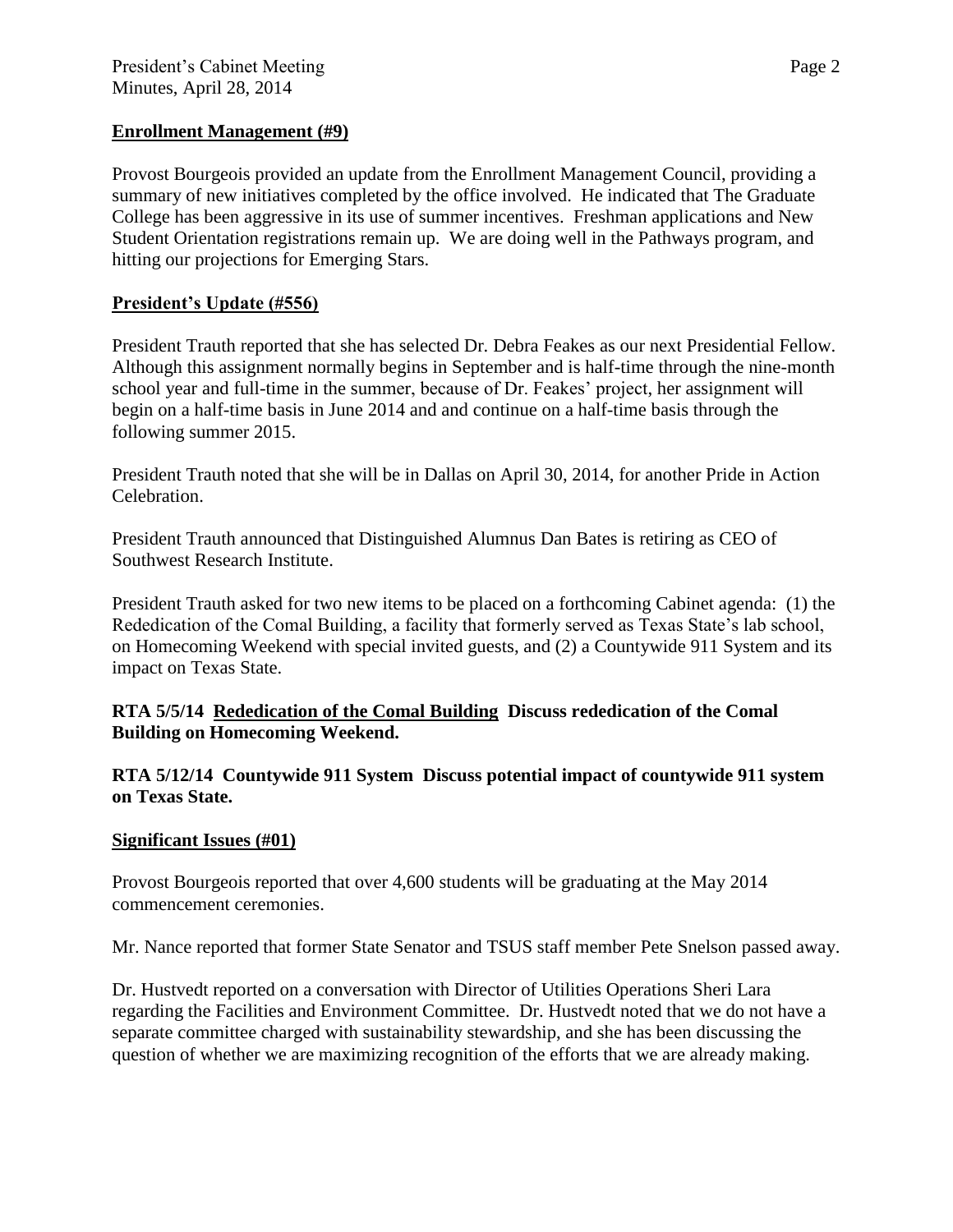## Enrollment Management (#9)

Provost Bourgeois provided an update from the Enrollment Management Council, providing a summary of new initiatives completed by the office involved. He indicated that The Graduate College has been aggressive in its use of summer incentives. Freshman applications and New Student Orientation registrations remain up. We are doing well in the Pathways program, and hitting our projections for Emerging Stars.

## President's Update (#556)

President Trauth reported that she has selected Dr. Debra Feakes as our next Presidential Fellow. Although this assignment normally begins in September and is half-time through the nine-month school year and full-time in the summer, because of Dr. Feakes' project, her assignment will begin on a half-time basis in June 2014 and and continue on a half-time basis through the following summer 2015.

President Trauth noted that she will be in Dallas on April 30, 2014, for another Pride in Action Celebration.

President Trauth announced that Distinguished Alumnus Dan Bates is retiring as CEO of Southwest Research Institute.

President Trauth asked for two new items to be placed on a forthcoming Cabinet agenda: (1) the Rededication of the Comal Building, a facility that formerly served as Texas State's lab school, on Homecoming Weekend with special invited guests, and (2) a Countywide 911 System and its impact on Texas State.

**RTA 5/5/14 <u>Rededication of the Comal Building</u> Discuss rededication of the Comal Building on Homecoming Weekend.**

**RTA 5/12/14 Countywide 911 System Discuss potential impact of countywide 911 system on Texas State.**

## Significant Issues (#01)

Provost Bourgeois reported that over 4,600 students will be graduating at the May 2014 commencement ceremonies.

Mr. Nance reported that former State Senator and TSUS staff member Pete Snelson passed away.

Dr. Hustvedt reported on a conversation with Director of Utilities Operations Sheri Lara regarding the Facilities and Environment Committee. Dr. Hustvedt noted that we do not have a separate committee charged with sustainability stewardship, and she has been discussing the question of whether we are maximizing recognition of the efforts that we are already making.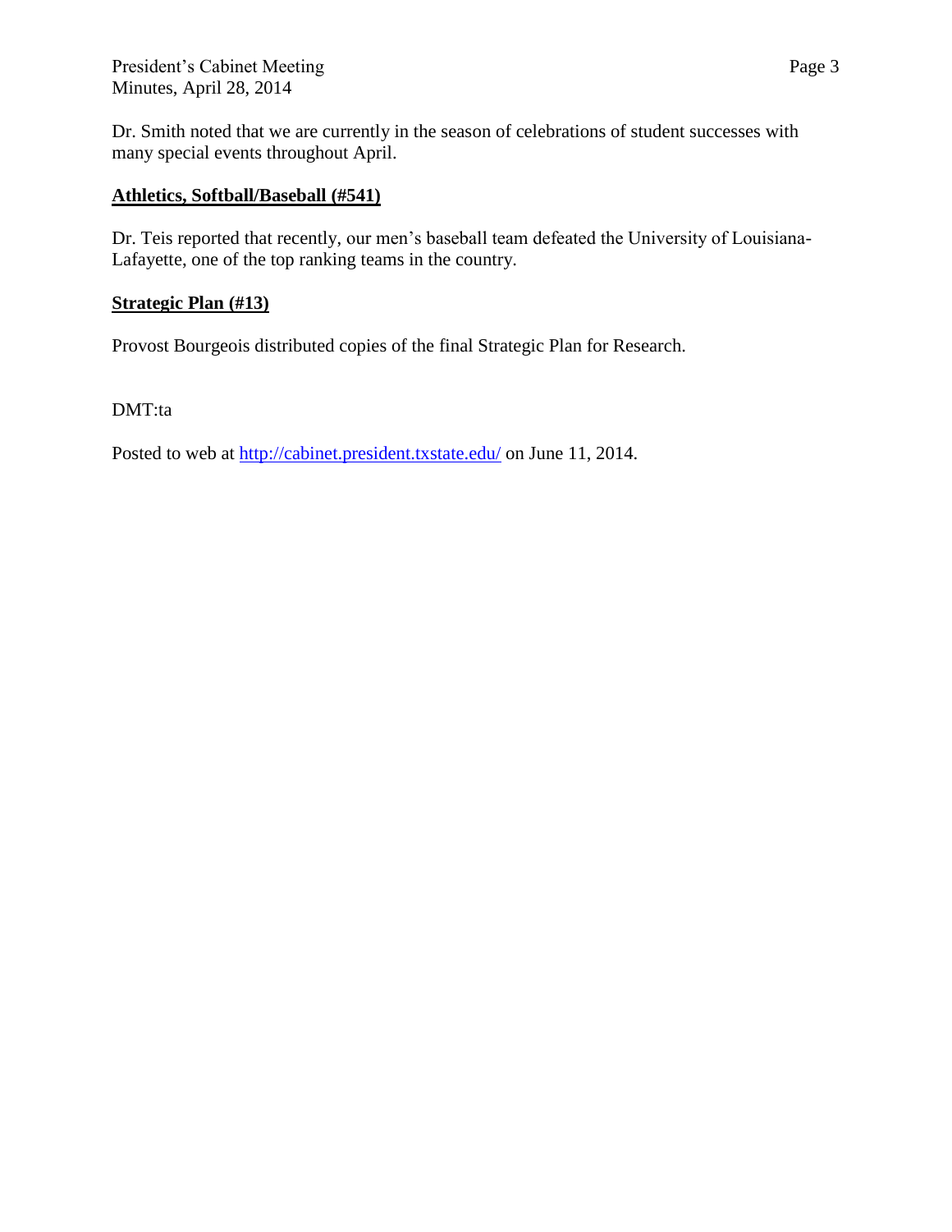Dr. Smith noted that we are currently in the season of celebrations of student successes with many special events throughout April.

**Athletics, Softball/Baseball (#541)**

Dr. Teis reported that recently, our men's baseball team defeated the University of Louisiana-Lafayette, one of the top ranking teams in the country.

**Strategic Plan (#13)**

Provost Bourgeois distributed copies of the final Strategic Plan for Research.

DMT:ta

Posted to web at [http://cabinet.president.txstate.edu/](http://cabinet.president.txstate.edu/) on June 11, 2014.